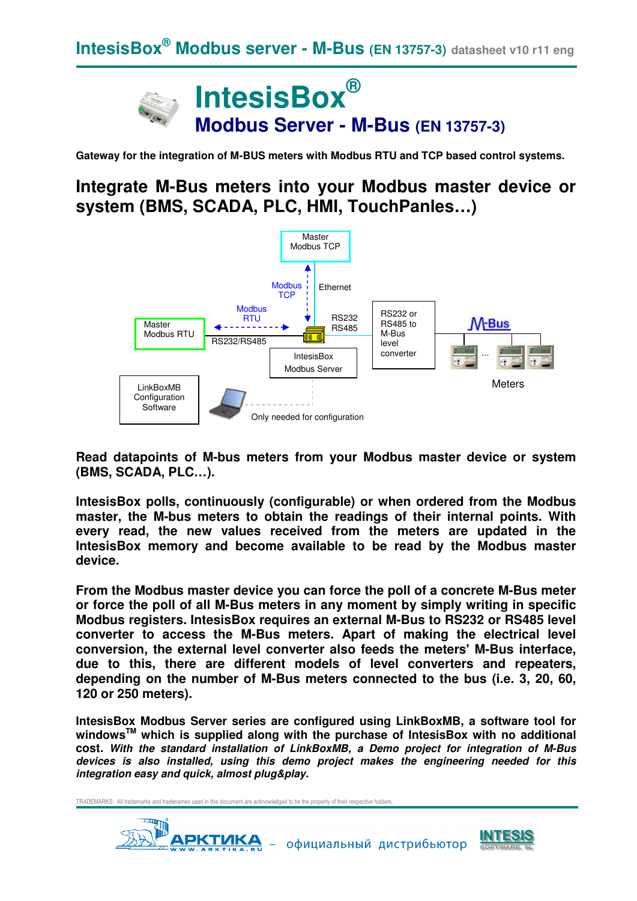# IntesisBox®

## Modbus Server - M-Bus (EN 13757-3)

**Gateway for the integration of M-BUS meters with Modbus RTU and TCP based control systems.**

## Integrate M-Bus meters into your Modbus master device or system (BMS, SCADA, PLC, HMI, TouchPanles…)

Master Modbus TCP

Modbus TCP

Ethernet

Modbus RTU

RS232 RS485

RS232 or RS485 to M-Bus level converter

Master Modbus RTU

RS232/RS485

IntesisBox Modbus Server

M-Bus

Meters

LinkBoxMB Configuration Software

Only needed for configuration

**Read datapoints of M-bus meters from your Modbus master device or system (BMS, SCADA, PLC…).**

**IntesisBox polls, continuously (configurable) or when ordered from the Modbus master, the M-bus meters to obtain the readings of their internal points. With every read, the new values received from the meters are updated in the IntesisBox memory and become available to be read by the Modbus master device.**

**From the Modbus master device you can force the poll of a concrete M-Bus meter or force the poll of all M-Bus meters in any moment by simply writing in specific Modbus registers. IntesisBox requires an external M-Bus to RS232 or RS485 level converter to access the M-Bus meters. Apart of making the electrical level conversion, the external level converter also feeds the meters' M-Bus interface, due to this, there are different models of level converters and repeaters, depending on the number of M-Bus meters connected to the bus (i.e. 3, 20, 60, 120 or 250 meters).**

**IntesisBox Modbus Server series are configured using LinkBoxMB, a software tool for windows™ which is supplied along with the purchase of IntesisBox with no additional cost.** ***With the standard installation of LinkBoxMB, a Demo project for integration of M-Bus devices is also installed, using this demo project makes the engineering needed for this integration easy and quick, almost plug&play.***

TRADEMARKS: All trademarks and tradenames used in this document are acknowledged to be the property of their respective holders.

АРКТИКА WWW.ARKTIKA.RU – официальный дистрибьютор INTESIS SOFTWARE SL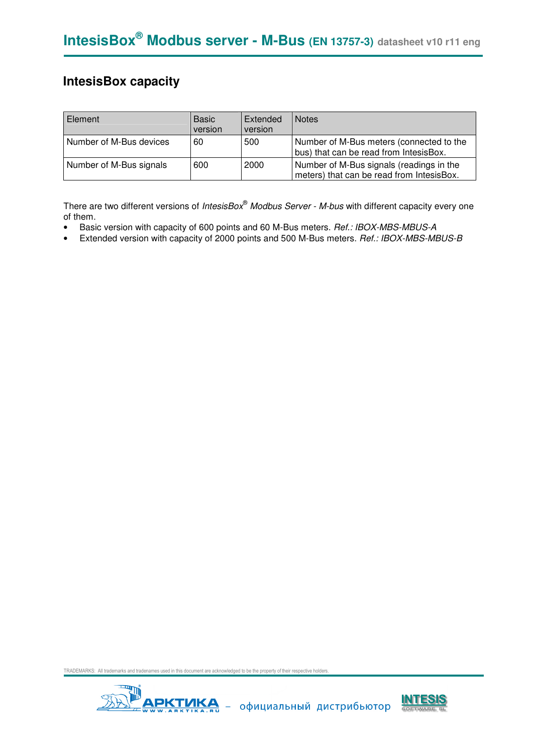## IntesisBox capacity

| Element | Basic version | Extended version | Notes |
|---|---|---|---|
| Number of M-Bus devices | 60 | 500 | Number of M-Bus meters (connected to the bus) that can be read from IntesisBox. |
| Number of M-Bus signals | 600 | 2000 | Number of M-Bus signals (readings in the meters) that can be read from IntesisBox. |

There are two different versions of *IntesisBox® Modbus Server - M-bus* with different capacity every one of them.

- Basic version with capacity of 600 points and 60 M-Bus meters. *Ref.: IBOX-MBS-MBUS-A*
- Extended version with capacity of 2000 points and 500 M-Bus meters. *Ref.: IBOX-MBS-MBUS-B*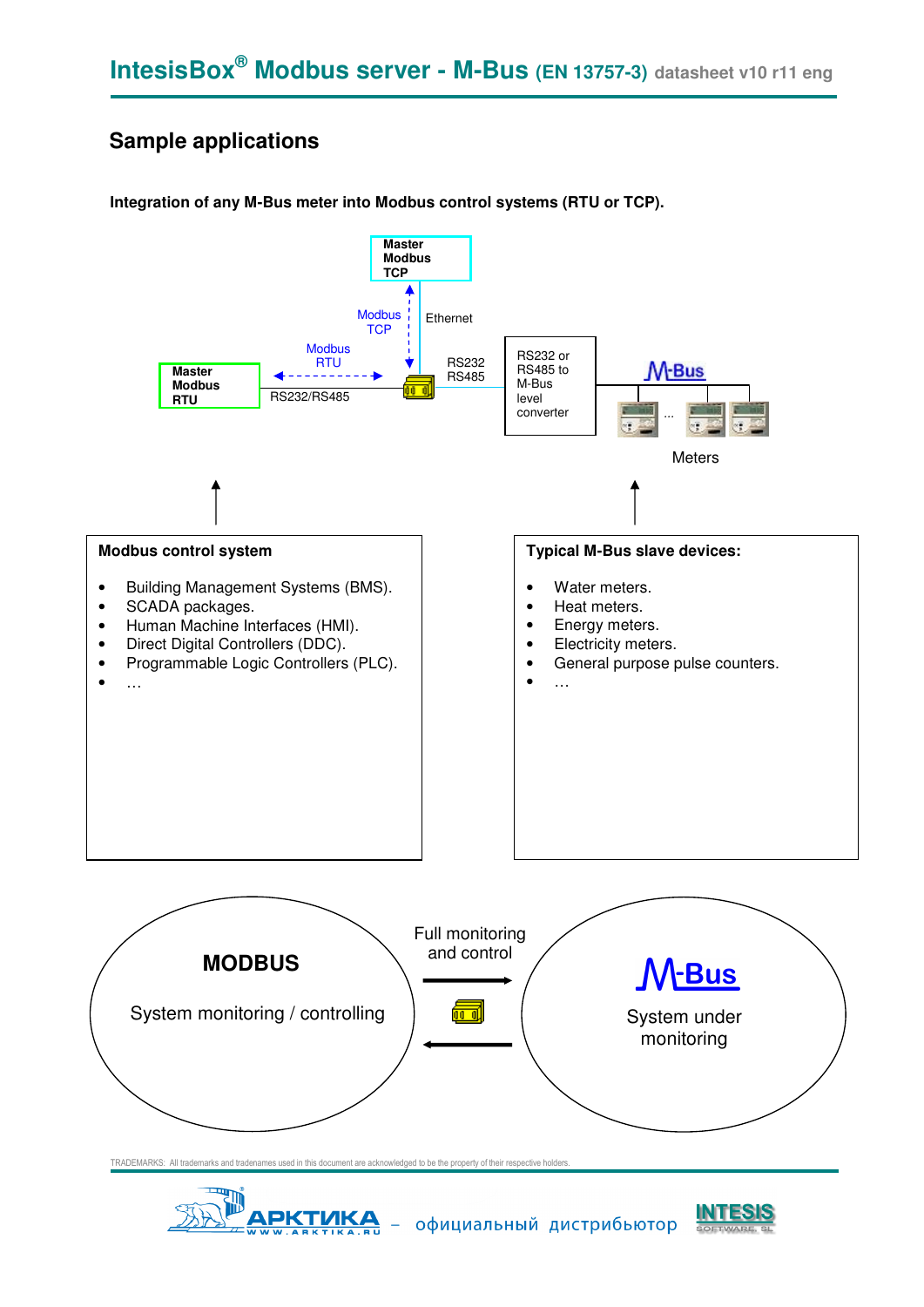## Sample applications

**Integration of any M-Bus meter into Modbus control systems (RTU or TCP).**

Master Modbus TCP

Modbus TCP

Ethernet

Modbus RTU

Master Modbus RTU

RS232/RS485

RS232 RS485

RS232 or RS485 to M-Bus level converter

M-Bus

Meters

**Modbus control system**

- Building Management Systems (BMS).
- SCADA packages.
- Human Machine Interfaces (HMI).
- Direct Digital Controllers (DDC).
- Programmable Logic Controllers (PLC).
- …

**Typical M-Bus slave devices:**

- Water meters.
- Heat meters.
- Energy meters.
- Electricity meters.
- General purpose pulse counters.
- …

**MODBUS**

System monitoring / controlling

Full monitoring and control

M-Bus

System under monitoring

TRADEMARKS: All trademarks and tradenames used in this document are acknowledged to be the property of their respective holders.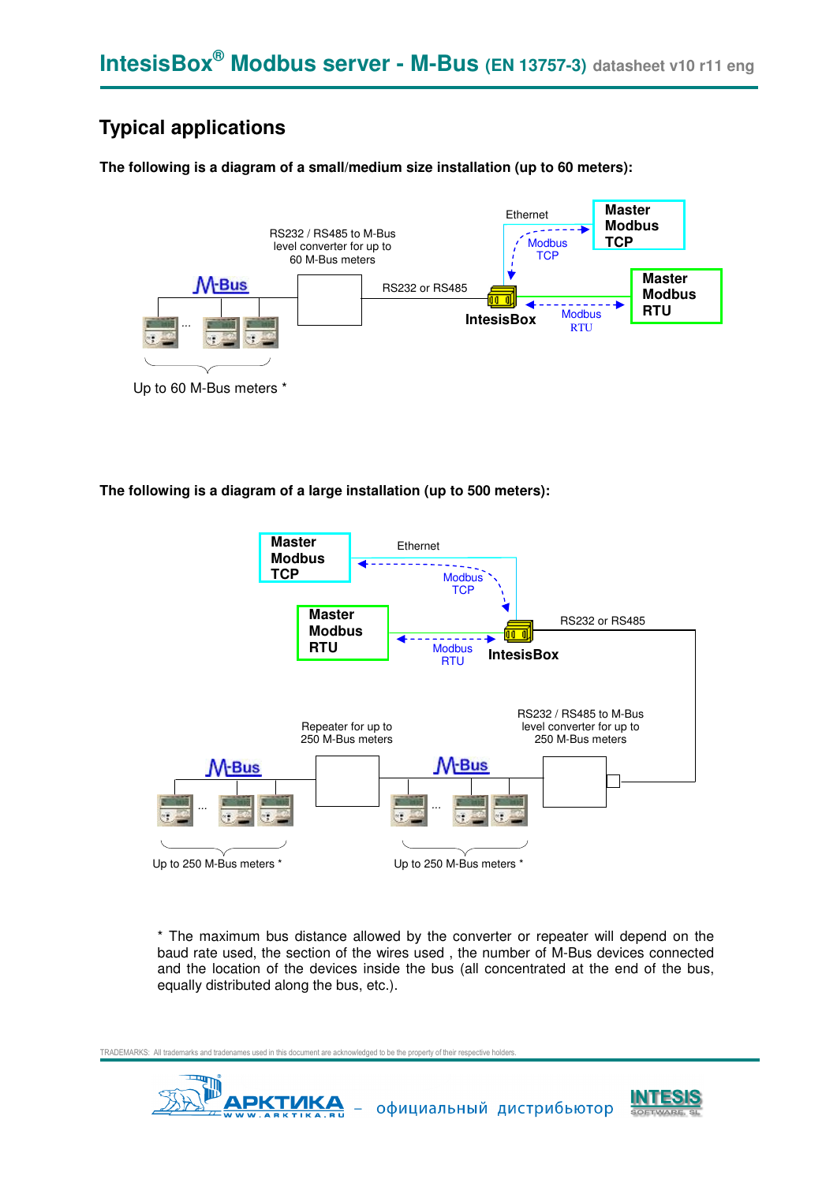## Typical applications

**The following is a diagram of a small/medium size installation (up to 60 meters):**

Ethernet

**Master Modbus TCP**

Modbus TCP

RS232 / RS485 to M-Bus level converter for up to 60 M-Bus meters

M-Bus

RS232 or RS485

**IntesisBox**

Modbus RTU

**Master Modbus RTU**

Up to 60 M-Bus meters *

**The following is a diagram of a large installation (up to 500 meters):**

**Master Modbus TCP**

Ethernet

Modbus TCP

**Master Modbus RTU**

Modbus RTU

**IntesisBox**

RS232 or RS485

Repeater for up to 250 M-Bus meters

RS232 / RS485 to M-Bus level converter for up to 250 M-Bus meters

M-Bus

M-Bus

Up to 250 M-Bus meters *

Up to 250 M-Bus meters *

* The maximum bus distance allowed by the converter or repeater will depend on the baud rate used, the section of the wires used , the number of M-Bus devices connected and the location of the devices inside the bus (all concentrated at the end of the bus, equally distributed along the bus, etc.).

TRADEMARKS: All trademarks and tradenames used in this document are acknowledged to be the property of their respective holders.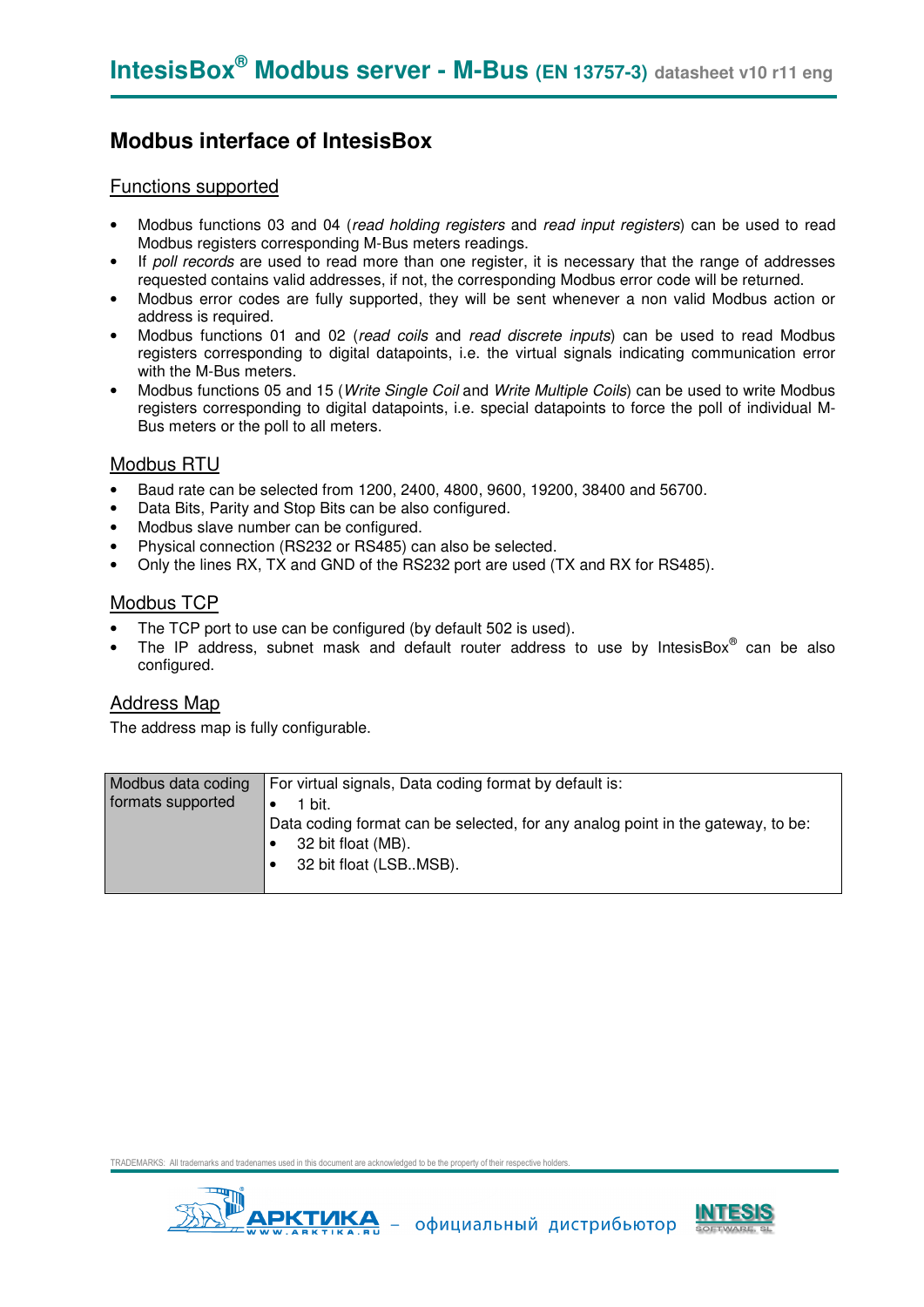## Modbus interface of IntesisBox

### Functions supported

- Modbus functions 03 and 04 (*read holding registers* and *read input registers*) can be used to read Modbus registers corresponding M-Bus meters readings.
- If *poll records* are used to read more than one register, it is necessary that the range of addresses requested contains valid addresses, if not, the corresponding Modbus error code will be returned.
- Modbus error codes are fully supported, they will be sent whenever a non valid Modbus action or address is required.
- Modbus functions 01 and 02 (*read coils* and *read discrete inputs*) can be used to read Modbus registers corresponding to digital datapoints, i.e. the virtual signals indicating communication error with the M-Bus meters.
- Modbus functions 05 and 15 (*Write Single Coil* and *Write Multiple Coils*) can be used to write Modbus registers corresponding to digital datapoints, i.e. special datapoints to force the poll of individual M-Bus meters or the poll to all meters.

### Modbus RTU

- Baud rate can be selected from 1200, 2400, 4800, 9600, 19200, 38400 and 56700.
- Data Bits, Parity and Stop Bits can be also configured.
- Modbus slave number can be configured.
- Physical connection (RS232 or RS485) can also be selected.
- Only the lines RX, TX and GND of the RS232 port are used (TX and RX for RS485).

### Modbus TCP

- The TCP port to use can be configured (by default 502 is used).
- The IP address, subnet mask and default router address to use by IntesisBox® can be also configured.

### Address Map

The address map is fully configurable.

| Modbus data coding formats supported | For virtual signals, Data coding format by default is:<br>• 1 bit.<br>Data coding format can be selected, for any analog point in the gateway, to be:<br>• 32 bit float (MB).<br>• 32 bit float (LSB..MSB). |
|---|---|

TRADEMARKS: All trademarks and tradenames used in this document are acknowledged to be the property of their respective holders.

АРКТИКА WWW.ARKTIKA.RU – официальный дистрибьютор INTESIS SOFTWARE SL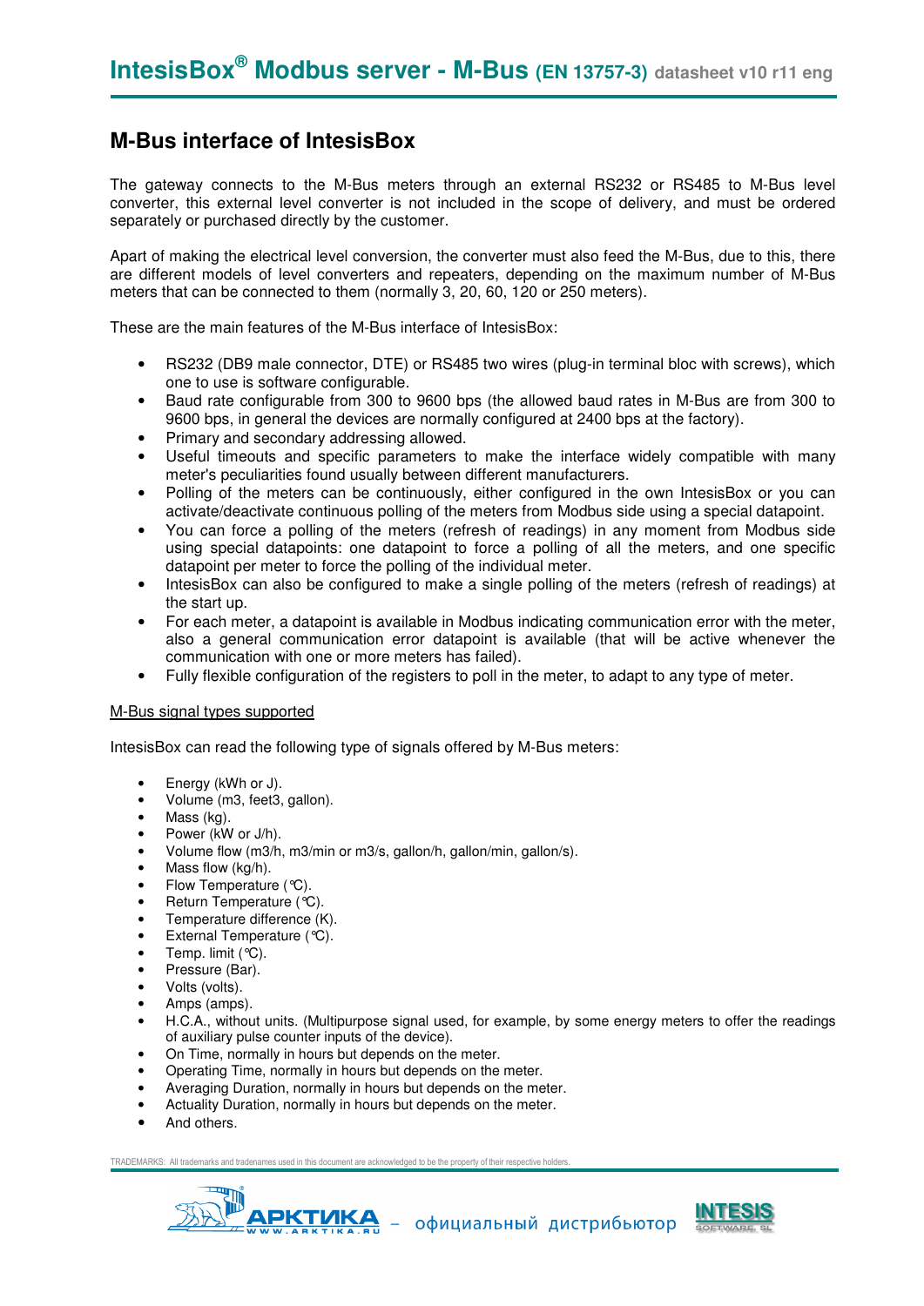## M-Bus interface of IntesisBox

The gateway connects to the M-Bus meters through an external RS232 or RS485 to M-Bus level converter, this external level converter is not included in the scope of delivery, and must be ordered separately or purchased directly by the customer.

Apart of making the electrical level conversion, the converter must also feed the M-Bus, due to this, there are different models of level converters and repeaters, depending on the maximum number of M-Bus meters that can be connected to them (normally 3, 20, 60, 120 or 250 meters).

These are the main features of the M-Bus interface of IntesisBox:

- RS232 (DB9 male connector, DTE) or RS485 two wires (plug-in terminal bloc with screws), which one to use is software configurable.
- Baud rate configurable from 300 to 9600 bps (the allowed baud rates in M-Bus are from 300 to 9600 bps, in general the devices are normally configured at 2400 bps at the factory).
- Primary and secondary addressing allowed.
- Useful timeouts and specific parameters to make the interface widely compatible with many meter's peculiarities found usually between different manufacturers.
- Polling of the meters can be continuously, either configured in the own IntesisBox or you can activate/deactivate continuous polling of the meters from Modbus side using a special datapoint.
- You can force a polling of the meters (refresh of readings) in any moment from Modbus side using special datapoints: one datapoint to force a polling of all the meters, and one specific datapoint per meter to force the polling of the individual meter.
- IntesisBox can also be configured to make a single polling of the meters (refresh of readings) at the start up.
- For each meter, a datapoint is available in Modbus indicating communication error with the meter, also a general communication error datapoint is available (that will be active whenever the communication with one or more meters has failed).
- Fully flexible configuration of the registers to poll in the meter, to adapt to any type of meter.

### M-Bus signal types supported

IntesisBox can read the following type of signals offered by M-Bus meters:

- Energy (kWh or J).
- Volume (m3, feet3, gallon).
- Mass (kg).
- Power (kW or J/h).
- Volume flow (m3/h, m3/min or m3/s, gallon/h, gallon/min, gallon/s).
- Mass flow (kg/h).
- Flow Temperature (°C).
- Return Temperature (°C).
- Temperature difference (K).
- External Temperature (°C).
- Temp. limit (°C).
- Pressure (Bar).
- Volts (volts).
- Amps (amps).
- H.C.A., without units. (Multipurpose signal used, for example, by some energy meters to offer the readings of auxiliary pulse counter inputs of the device).
- On Time, normally in hours but depends on the meter.
- Operating Time, normally in hours but depends on the meter.
- Averaging Duration, normally in hours but depends on the meter.
- Actuality Duration, normally in hours but depends on the meter.
- And others.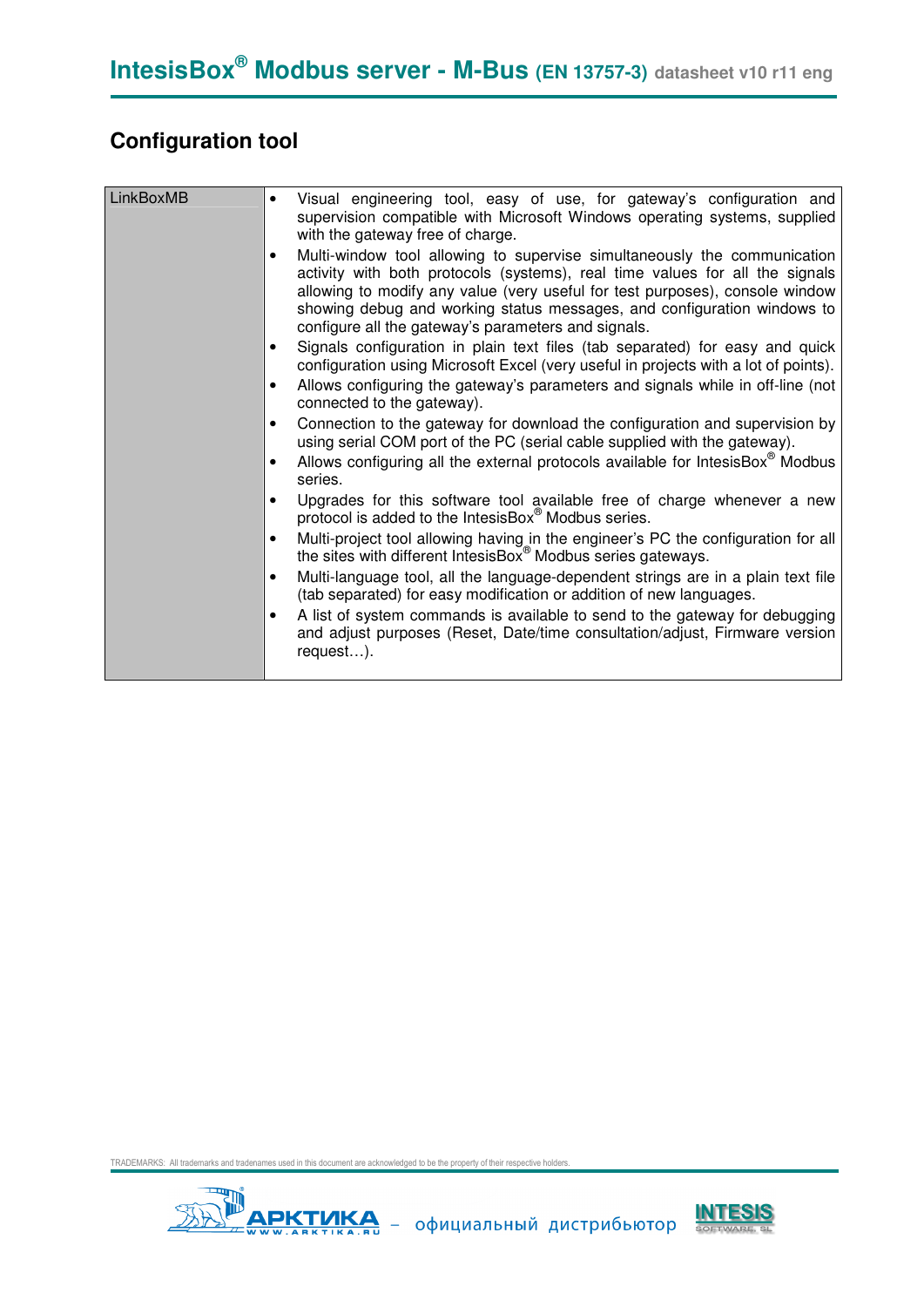## Configuration tool

| LinkBoxMB | • Visual engineering tool, easy of use, for gateway's configuration and supervision compatible with Microsoft Windows operating systems, supplied with the gateway free of charge.<br>• Multi-window tool allowing to supervise simultaneously the communication activity with both protocols (systems), real time values for all the signals allowing to modify any value (very useful for test purposes), console window showing debug and working status messages, and configuration windows to configure all the gateway's parameters and signals.<br>• Signals configuration in plain text files (tab separated) for easy and quick configuration using Microsoft Excel (very useful in projects with a lot of points).<br>• Allows configuring the gateway's parameters and signals while in off-line (not connected to the gateway).<br>• Connection to the gateway for download the configuration and supervision by using serial COM port of the PC (serial cable supplied with the gateway).<br>• Allows configuring all the external protocols available for IntesisBox® Modbus series.<br>• Upgrades for this software tool available free of charge whenever a new protocol is added to the IntesisBox® Modbus series.<br>• Multi-project tool allowing having in the engineer's PC the configuration for all the sites with different IntesisBox® Modbus series gateways.<br>• Multi-language tool, all the language-dependent strings are in a plain text file (tab separated) for easy modification or addition of new languages.<br>• A list of system commands is available to send to the gateway for debugging and adjust purposes (Reset, Date/time consultation/adjust, Firmware version request…). |
|---|---|

TRADEMARKS: All trademarks and tradenames used in this document are acknowledged to be the property of their respective holders.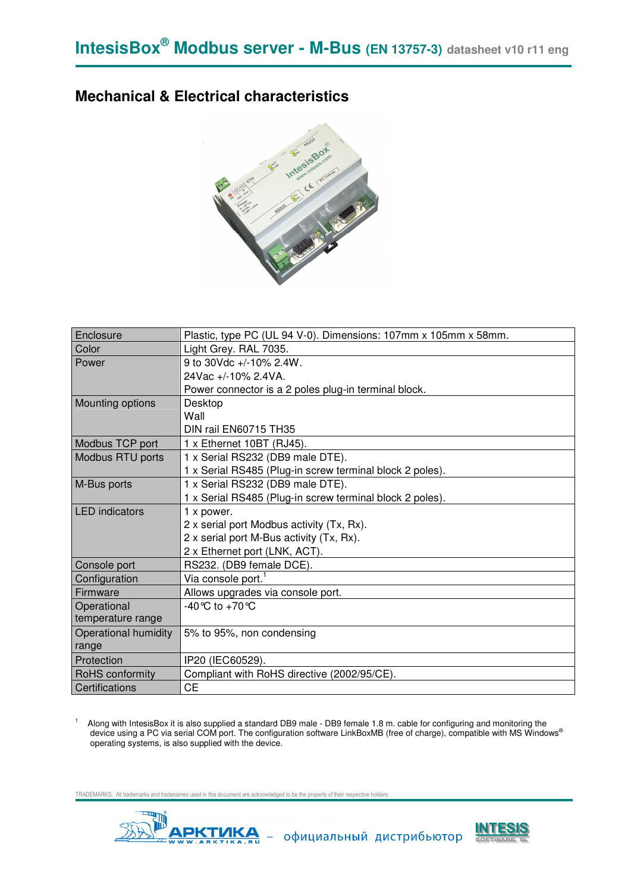## Mechanical & Electrical characteristics

| | |
|---|---|
| Enclosure | Plastic, type PC (UL 94 V-0). Dimensions: 107mm x 105mm x 58mm. |
| Color | Light Grey. RAL 7035. |
| Power | 9 to 30Vdc +/-10% 2.4W.<br>24Vac +/-10% 2.4VA.<br>Power connector is a 2 poles plug-in terminal block. |
| Mounting options | Desktop<br>Wall<br>DIN rail EN60715 TH35 |
| Modbus TCP port | 1 x Ethernet 10BT (RJ45). |
| Modbus RTU ports | 1 x Serial RS232 (DB9 male DTE).<br>1 x Serial RS485 (Plug-in screw terminal block 2 poles). |
| M-Bus ports | 1 x Serial RS232 (DB9 male DTE).<br>1 x Serial RS485 (Plug-in screw terminal block 2 poles). |
| LED indicators | 1 x power.<br>2 x serial port Modbus activity (Tx, Rx).<br>2 x serial port M-Bus activity (Tx, Rx).<br>2 x Ethernet port (LNK, ACT). |
| Console port | RS232. (DB9 female DCE). |
| Configuration | Via console port.[1] |
| Firmware | Allows upgrades via console port. |
| Operational temperature range | -40°C to +70°C |
| Operational humidity range | 5% to 95%, non condensing |
| Protection | IP20 (IEC60529). |
| RoHS conformity | Compliant with RoHS directive (2002/95/CE). |
| Certifications | CE |

[1] Along with IntesisBox it is also supplied a standard DB9 male - DB9 female 1.8 m. cable for configuring and monitoring the device using a PC via serial COM port. The configuration software LinkBoxMB (free of charge), compatible with MS Windows® operating systems, is also supplied with the device.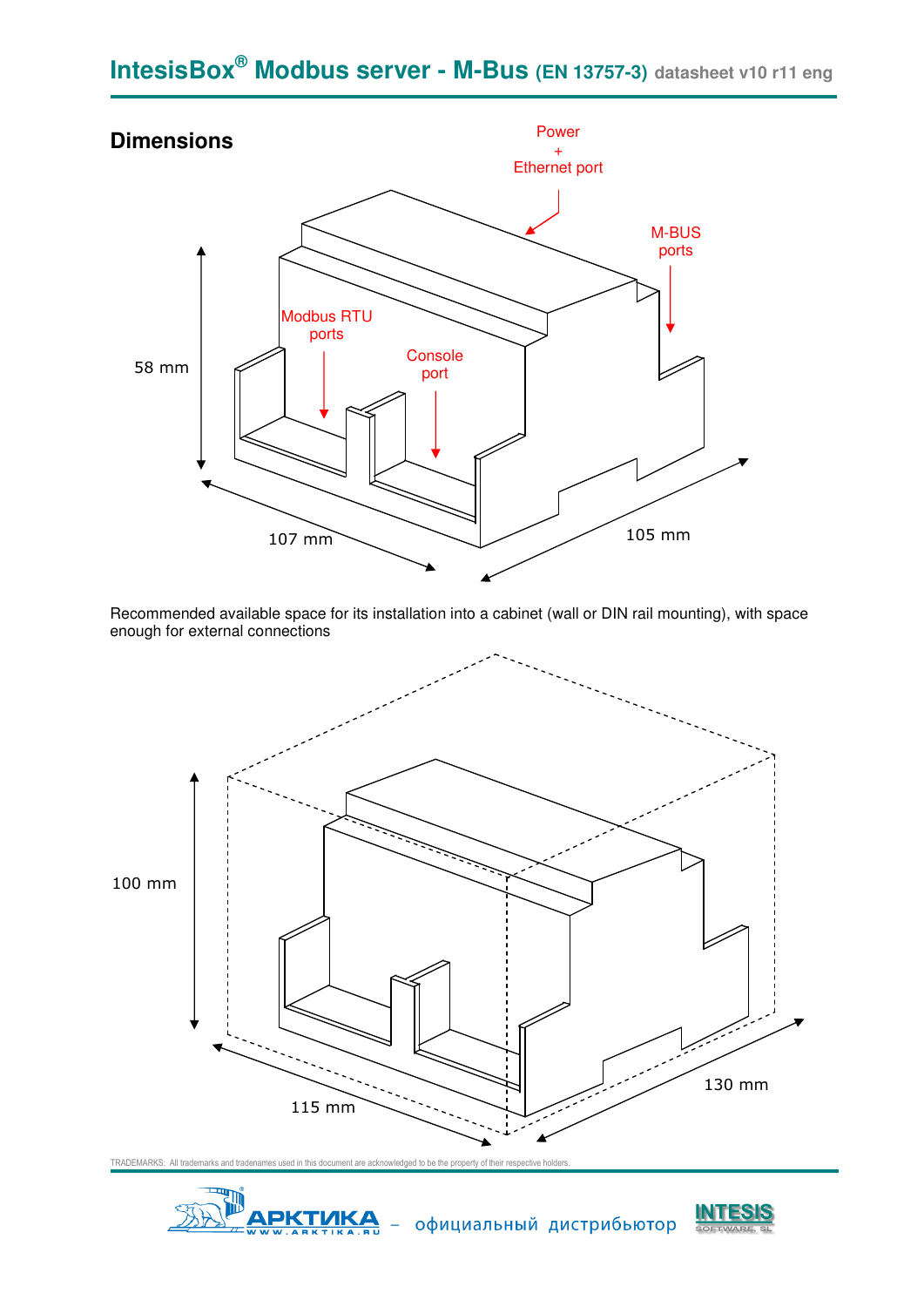## Dimensions

Power
+
Ethernet port

M-BUS
ports

Modbus RTU
ports

Console
port

58 mm

107 mm

105 mm

Recommended available space for its installation into a cabinet (wall or DIN rail mounting), with space enough for external connections

100 mm

115 mm

130 mm

TRADEMARKS: All trademarks and tradenames used in this document are acknowledged to be the property of their respective holders.